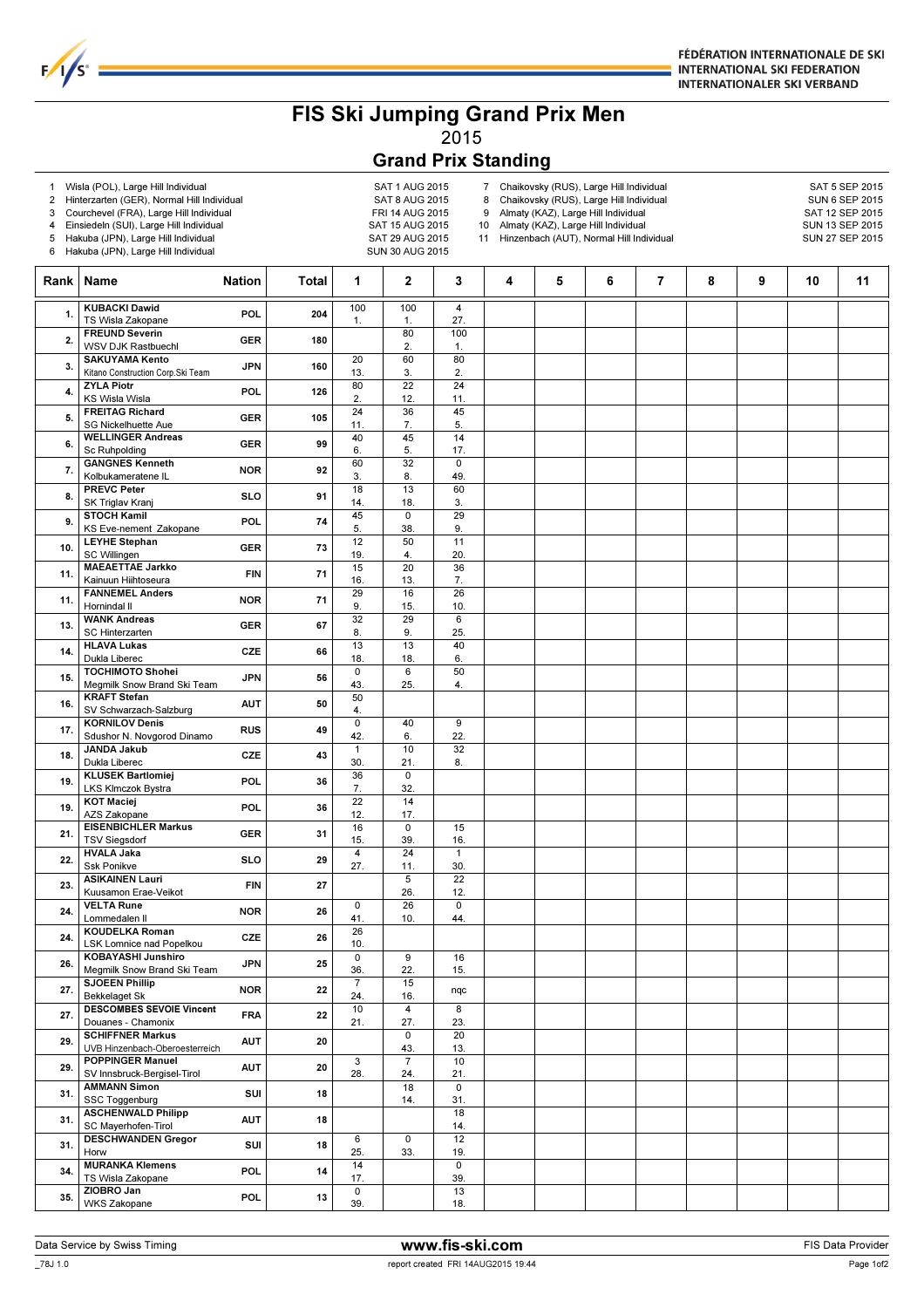# FIS Ski Jumping Grand Prix Men

2015

## Grand Prix Standing

| | Venue | Date |
|---|---|---|
| 1 | Wisla (POL), Large Hill Individual | SAT 1 AUG 2015 |
| 2 | Hinterzarten (GER), Normal Hill Individual | SAT 8 AUG 2015 |
| 3 | Courchevel (FRA), Large Hill Individual | FRI 14 AUG 2015 |
| 4 | Einsiedeln (SUI), Large Hill Individual | SAT 15 AUG 2015 |
| 5 | Hakuba (JPN), Large Hill Individual | SAT 29 AUG 2015 |
| 6 | Hakuba (JPN), Large Hill Individual | SUN 30 AUG 2015 |
| 7 | Chaikovsky (RUS), Large Hill Individual | SAT 5 SEP 2015 |
| 8 | Chaikovsky (RUS), Large Hill Individual | SUN 6 SEP 2015 |
| 9 | Almaty (KAZ), Large Hill Individual | SAT 12 SEP 2015 |
| 10 | Almaty (KAZ), Large Hill Individual | SUN 13 SEP 2015 |
| 11 | Hinzenbach (AUT), Normal Hill Individual | SUN 27 SEP 2015 |

| Rank | Name | Nation | Total | 1 | 2 | 3 | 4 | 5 | 6 | 7 | 8 | 9 | 10 | 11 |
|---|---|---|---|---|---|---|---|---|---|---|---|---|---|---|
| 1. | KUBACKI Dawid<br>TS Wisla Zakopane | POL | 204 | 100<br>1. | 100<br>1. | 4<br>27. | | | | | | | | |
| 2. | FREUND Severin<br>WSV DJK Rastbuechl | GER | 180 | | 80<br>2. | 100<br>1. | | | | | | | | |
| 3. | SAKUYAMA Kento<br>Kitano Construction Corp.Ski Team | JPN | 160 | 20<br>13. | 60<br>3. | 80<br>2. | | | | | | | | |
| 4. | ZYLA Piotr<br>KS Wisla Wisla | POL | 126 | 80<br>2. | 22<br>12. | 24<br>11. | | | | | | | | |
| 5. | FREITAG Richard<br>SG Nickelhuette Aue | GER | 105 | 24<br>11. | 36<br>7. | 45<br>5. | | | | | | | | |
| 6. | WELLINGER Andreas<br>Sc Ruhpolding | GER | 99 | 40<br>6. | 45<br>5. | 14<br>17. | | | | | | | | |
| 7. | GANGNES Kenneth<br>Kolbukameratene IL | NOR | 92 | 60<br>3. | 32<br>8. | 0<br>49. | | | | | | | | |
| 8. | PREVC Peter<br>SK Triglav Kranj | SLO | 91 | 18<br>14. | 13<br>18. | 60<br>3. | | | | | | | | |
| 9. | STOCH Kamil<br>KS Eve-nement Zakopane | POL | 74 | 45<br>5. | 0<br>38. | 29<br>9. | | | | | | | | |
| 10. | LEYHE Stephan<br>SC Willingen | GER | 73 | 12<br>19. | 50<br>4. | 11<br>20. | | | | | | | | |
| 11. | MAEAETTAE Jarkko<br>Kainuun Hiihtoseura | FIN | 71 | 15<br>16. | 20<br>13. | 36<br>7. | | | | | | | | |
| 11. | FANNEMEL Anders<br>Hornindal Il | NOR | 71 | 29<br>9. | 16<br>15. | 26<br>10. | | | | | | | | |
| 13. | WANK Andreas<br>SC Hinterzarten | GER | 67 | 32<br>8. | 29<br>9. | 6<br>25. | | | | | | | | |
| 14. | HLAVA Lukas<br>Dukla Liberec | CZE | 66 | 13<br>18. | 13<br>18. | 40<br>6. | | | | | | | | |
| 15. | TOCHIMOTO Shohei<br>Megmilk Snow Brand Ski Team | JPN | 56 | 0<br>43. | 6<br>25. | 50<br>4. | | | | | | | | |
| 16. | KRAFT Stefan<br>SV Schwarzach-Salzburg | AUT | 50 | 50<br>4. | | | | | | | | | | |
| 17. | KORNILOV Denis<br>Sdushor N. Novgorod Dinamo | RUS | 49 | 0<br>42. | 40<br>6. | 9<br>22. | | | | | | | | |
| 18. | JANDA Jakub<br>Dukla Liberec | CZE | 43 | 1<br>30. | 10<br>21. | 32<br>8. | | | | | | | | |
| 19. | KLUSEK Bartlomiej<br>LKS Klmczok Bystra | POL | 36 | 36<br>7. | 0<br>32. | | | | | | | | | |
| 19. | KOT Maciej<br>AZS Zakopane | POL | 36 | 22<br>12. | 14<br>17. | | | | | | | | | |
| 21. | EISENBICHLER Markus<br>TSV Siegsdorf | GER | 31 | 16<br>15. | 0<br>39. | 15<br>16. | | | | | | | | |
| 22. | HVALA Jaka<br>Ssk Ponikve | SLO | 29 | 4<br>27. | 24<br>11. | 1<br>30. | | | | | | | | |
| 23. | ASIKAINEN Lauri<br>Kuusamon Erae-Veikot | FIN | 27 | | 5<br>26. | 22<br>12. | | | | | | | | |
| 24. | VELTA Rune<br>Lommedalen Il | NOR | 26 | 0<br>41. | 26<br>10. | 0<br>44. | | | | | | | | |
| 24. | KOUDELKA Roman<br>LSK Lomnice nad Popelkou | CZE | 26 | 26<br>10. | | | | | | | | | | |
| 26. | KOBAYASHI Junshiro<br>Megmilk Snow Brand Ski Team | JPN | 25 | 0<br>36. | 9<br>22. | 16<br>15. | | | | | | | | |
| 27. | SJOEEN Phillip<br>Bekkelaget Sk | NOR | 22 | 7<br>24. | 15<br>16. | nqc | | | | | | | | |
| 27. | DESCOMBES SEVOIE Vincent<br>Douanes - Chamonix | FRA | 22 | 10<br>21. | 4<br>27. | 8<br>23. | | | | | | | | |
| 29. | SCHIFFNER Markus<br>UVB Hinzenbach-Oberoesterreich | AUT | 20 | | 0<br>43. | 20<br>13. | | | | | | | | |
| 29. | POPPINGER Manuel<br>SV Innsbruck-Bergisel-Tirol | AUT | 20 | 3<br>28. | 7<br>24. | 10<br>21. | | | | | | | | |
| 31. | AMMANN Simon<br>SSC Toggenburg | SUI | 18 | | 18<br>14. | 0<br>31. | | | | | | | | |
| 31. | ASCHENWALD Philipp<br>SC Mayerhofen-Tirol | AUT | 18 | | | 18<br>14. | | | | | | | | |
| 31. | DESCHWANDEN Gregor<br>Horw | SUI | 18 | 6<br>25. | 0<br>33. | 12<br>19. | | | | | | | | |
| 34. | MURANKA Klemens<br>TS Wisla Zakopane | POL | 14 | 14<br>17. | | 0<br>39. | | | | | | | | |
| 35. | ZIOBRO Jan<br>WKS Zakopane | POL | 13 | 0<br>39. | | 13<br>18. | | | | | | | | |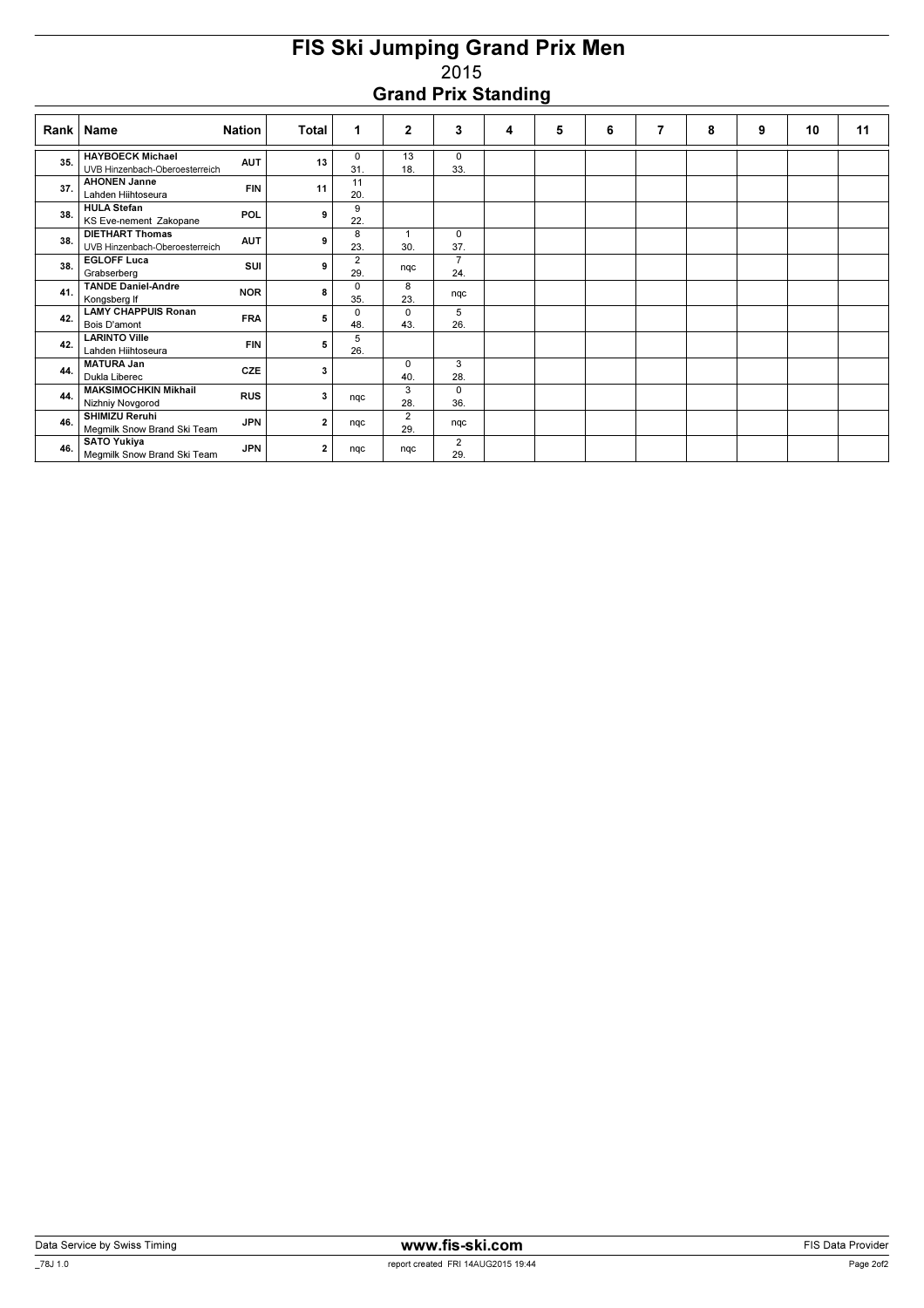# FIS Ski Jumping Grand Prix Men

2015

## Grand Prix Standing

| Rank | Name | Nation | Total | 1 | 2 | 3 | 4 | 5 | 6 | 7 | 8 | 9 | 10 | 11 |
|---|---|---|---|---|---|---|---|---|---|---|---|---|---|---|
| 35. | **HAYBOECK Michael**<br>UVB Hinzenbach-Oberoesterreich | AUT | 13 | 0<br>31. | 13<br>18. | 0<br>33. | | | | | | | | |
| 37. | **AHONEN Janne**<br>Lahden Hiihtoseura | FIN | 11 | 11<br>20. | | | | | | | | | | |
| 38. | **HULA Stefan**<br>KS Eve-nement Zakopane | POL | 9 | 9<br>22. | | | | | | | | | | |
| 38. | **DIETHART Thomas**<br>UVB Hinzenbach-Oberoesterreich | AUT | 9 | 8<br>23. | 1<br>30. | 0<br>37. | | | | | | | | |
| 38. | **EGLOFF Luca**<br>Grabserberg | SUI | 9 | 2<br>29. | nqc | 7<br>24. | | | | | | | | |
| 41. | **TANDE Daniel-Andre**<br>Kongsberg If | NOR | 8 | 0<br>35. | 8<br>23. | nqc | | | | | | | | |
| 42. | **LAMY CHAPPUIS Ronan**<br>Bois D'amont | FRA | 5 | 0<br>48. | 0<br>43. | 5<br>26. | | | | | | | | |
| 42. | **LARINTO Ville**<br>Lahden Hiihtoseura | FIN | 5 | 5<br>26. | | | | | | | | | | |
| 44. | **MATURA Jan**<br>Dukla Liberec | CZE | 3 | | 0<br>40. | 3<br>28. | | | | | | | | |
| 44. | **MAKSIMOCHKIN Mikhail**<br>Nizhniy Novgorod | RUS | 3 | nqc | 3<br>28. | 0<br>36. | | | | | | | | |
| 46. | **SHIMIZU Reruhi**<br>Megmilk Snow Brand Ski Team | JPN | 2 | nqc | 2<br>29. | nqc | | | | | | | | |
| 46. | **SATO Yukiya**<br>Megmilk Snow Brand Ski Team | JPN | 2 | nqc | nqc | 2<br>29. | | | | | | | | |

Data Service by Swiss Timing — www.fis-ski.com — FIS Data Provider

_78J 1.0 — report created FRI 14AUG2015 19:44